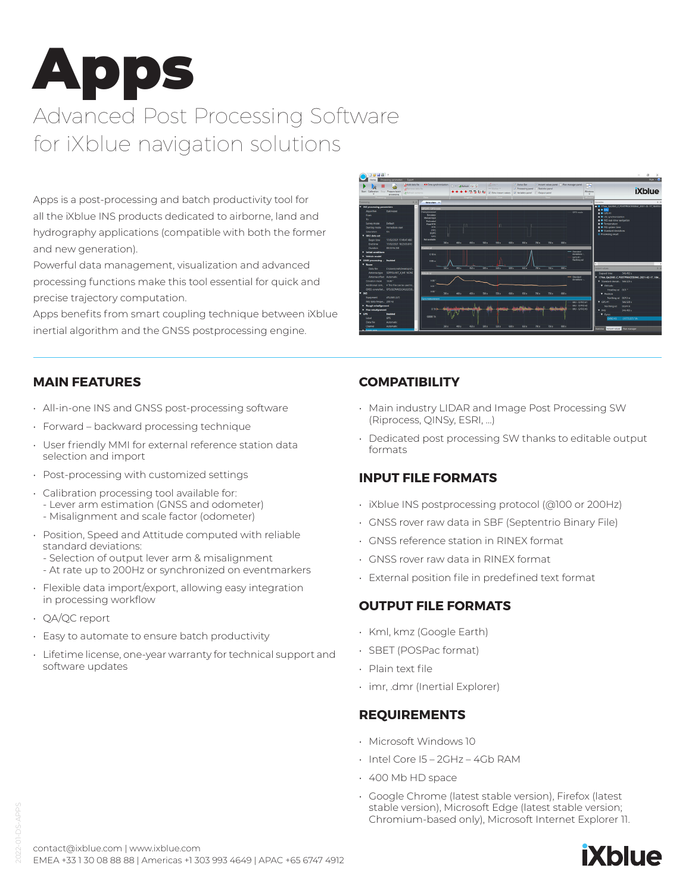# Apps

## Advanced Post Processing Software for iXblue navigation solutions

Apps is a post-processing and batch productivity tool for all the iXblue INS products dedicated to airborne, land and hydrography applications (compatible with both the former and new generation).
Powerful data management, visualization and advanced processing functions make this tool essential for quick and precise trajectory computation.
Apps benefits from smart coupling technique between iXblue inertial algorithm and the GNSS postprocessing engine.

## MAIN FEATURES

- All-in-one INS and GNSS post-processing software
- Forward – backward processing technique
- User friendly MMI for external reference station data selection and import
- Post-processing with customized settings
- Calibration processing tool available for:
  - Lever arm estimation (GNSS and odometer)
  - Misalignment and scale factor (odometer)
- Position, Speed and Attitude computed with reliable standard deviations:
  - Selection of output lever arm & misalignment
  - At rate up to 200Hz or synchronized on eventmarkers
- Flexible data import/export, allowing easy integration in processing workflow
- QA/QC report
- Easy to automate to ensure batch productivity
- Lifetime license, one-year warranty for technical support and software updates

## COMPATIBILITY

- Main industry LIDAR and Image Post Processing SW (Riprocess, QINSy, ESRI, ...)
- Dedicated post processing SW thanks to editable output formats

## INPUT FILE FORMATS

- iXblue INS postprocessing protocol (@100 or 200Hz)
- GNSS rover raw data in SBF (Septentrio Binary File)
- GNSS reference station in RINEX format
- GNSS rover raw data in RINEX format
- External position file in predefined text format

## OUTPUT FILE FORMATS

- Kml, kmz (Google Earth)
- SBET (POSPac format)
- Plain text file
- imr, .dmr (Inertial Explorer)

## REQUIREMENTS

- Microsoft Windows 10
- Intel Core I5 – 2GHz – 4Gb RAM
- 400 Mb HD space
- Google Chrome (latest stable version), Firefox (latest stable version), Microsoft Edge (latest stable version; Chromium-based only), Microsoft Internet Explorer 11.

contact@ixblue.com | www.ixblue.com
EMEA +33 1 30 08 88 88 | Americas +1 303 993 4649 | APAC +65 6747 4912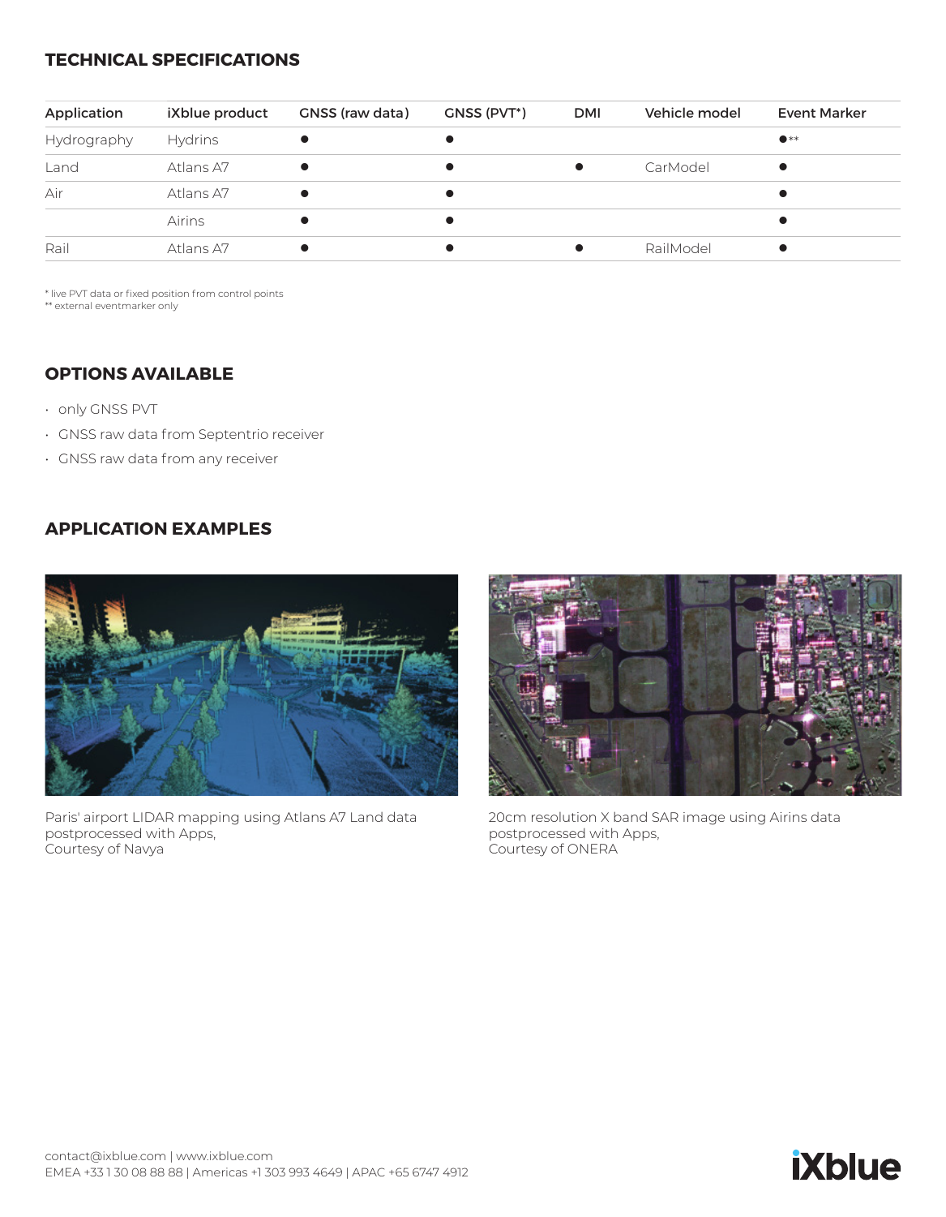## TECHNICAL SPECIFICATIONS

| Application | iXblue product | GNSS (raw data) | GNSS (PVT*) | DMI | Vehicle model | Event Marker |
|---|---|---|---|---|---|---|
| Hydrography | Hydrins | ● | ● | | | ●** |
| Land | Atlans A7 | ● | ● | ● | CarModel | ● |
| Air | Atlans A7 | ● | ● | | | ● |
| | Airins | ● | ● | | | ● |
| Rail | Atlans A7 | ● | ● | ● | RailModel | ● |

* live PVT data or fixed position from control points
** external eventmarker only

## OPTIONS AVAILABLE

- only GNSS PVT
- GNSS raw data from Septentrio receiver
- GNSS raw data from any receiver

## APPLICATION EXAMPLES

Paris' airport LIDAR mapping using Atlans A7 Land data postprocessed with Apps,
Courtesy of Navya

20cm resolution X band SAR image using Airins data postprocessed with Apps,
Courtesy of ONERA

contact@ixblue.com | www.ixblue.com
EMEA +33 1 30 08 88 88 | Americas +1 303 993 4649 | APAC +65 6747 4912

iXblue